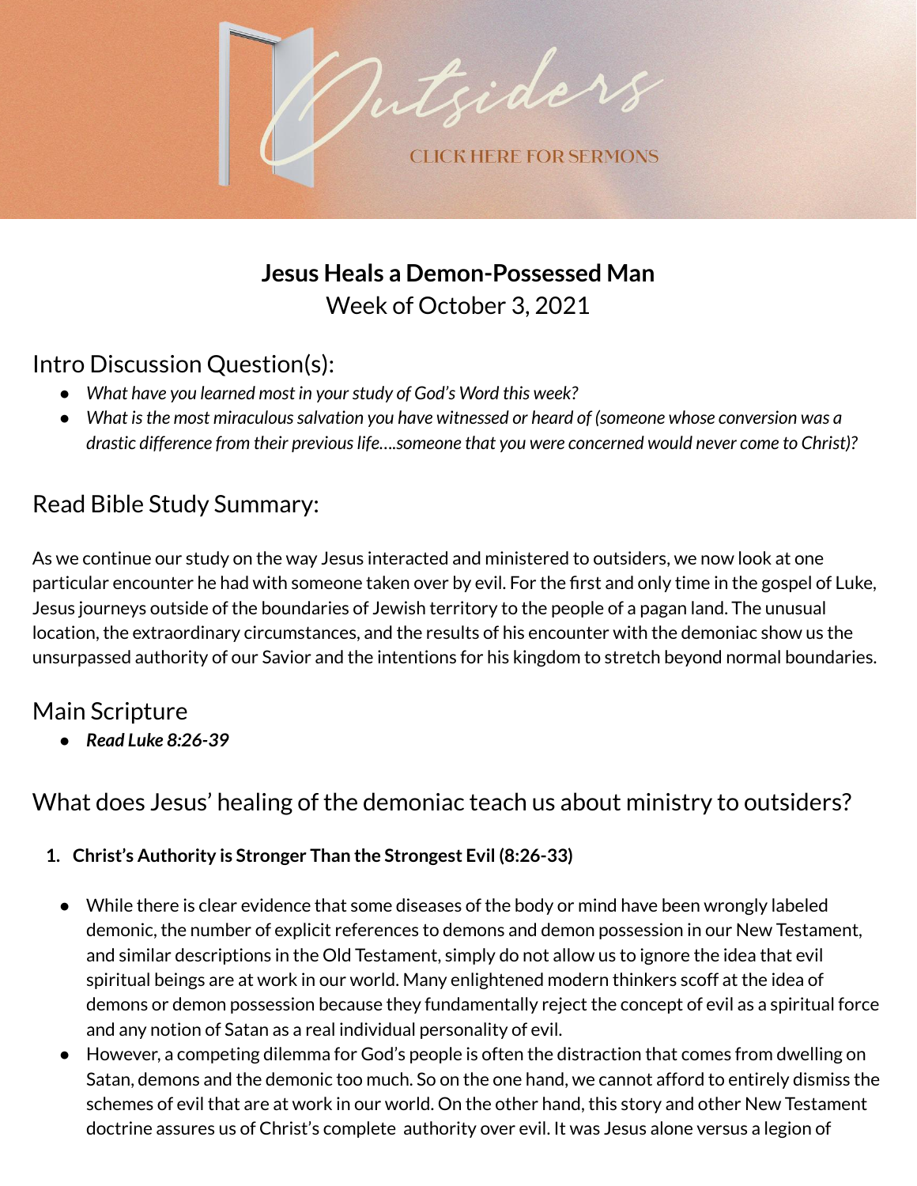Outsiders

CLICK HERE FOR SERMONS

## **Jesus Heals a Demon-Possessed Man**

Week of October 3, 2021

## Intro Discussion Question(s):

- *What have you learned most in your study of God's Word this week?*
- *What is the most miraculous salvation you have witnessed or heard of (someone whose conversion was a drastic difference from their previous life….someone that you were concerned would never come to Christ)?*

## Read Bible Study Summary:

As we continue our study on the way Jesus interacted and ministered to outsiders, we now look at one particular encounter he had with someone taken over by evil. For the first and only time in the gospel of Luke, Jesus journeys outside of the boundaries of Jewish territory to the people of a pagan land. The unusual location, the extraordinary circumstances, and the results of his encounter with the demoniac show us the unsurpassed authority of our Savior and the intentions for his kingdom to stretch beyond normal boundaries.

## Main Scripture

- ***Read Luke 8:26-39***

## What does Jesus' healing of the demoniac teach us about ministry to outsiders?

1. **Christ's Authority is Stronger Than the Strongest Evil (8:26-33)**

- While there is clear evidence that some diseases of the body or mind have been wrongly labeled demonic, the number of explicit references to demons and demon possession in our New Testament, and similar descriptions in the Old Testament, simply do not allow us to ignore the idea that evil spiritual beings are at work in our world. Many enlightened modern thinkers scoff at the idea of demons or demon possession because they fundamentally reject the concept of evil as a spiritual force and any notion of Satan as a real individual personality of evil.
- However, a competing dilemma for God's people is often the distraction that comes from dwelling on Satan, demons and the demonic too much. So on the one hand, we cannot afford to entirely dismiss the schemes of evil that are at work in our world. On the other hand, this story and other New Testament doctrine assures us of Christ's complete authority over evil. It was Jesus alone versus a legion of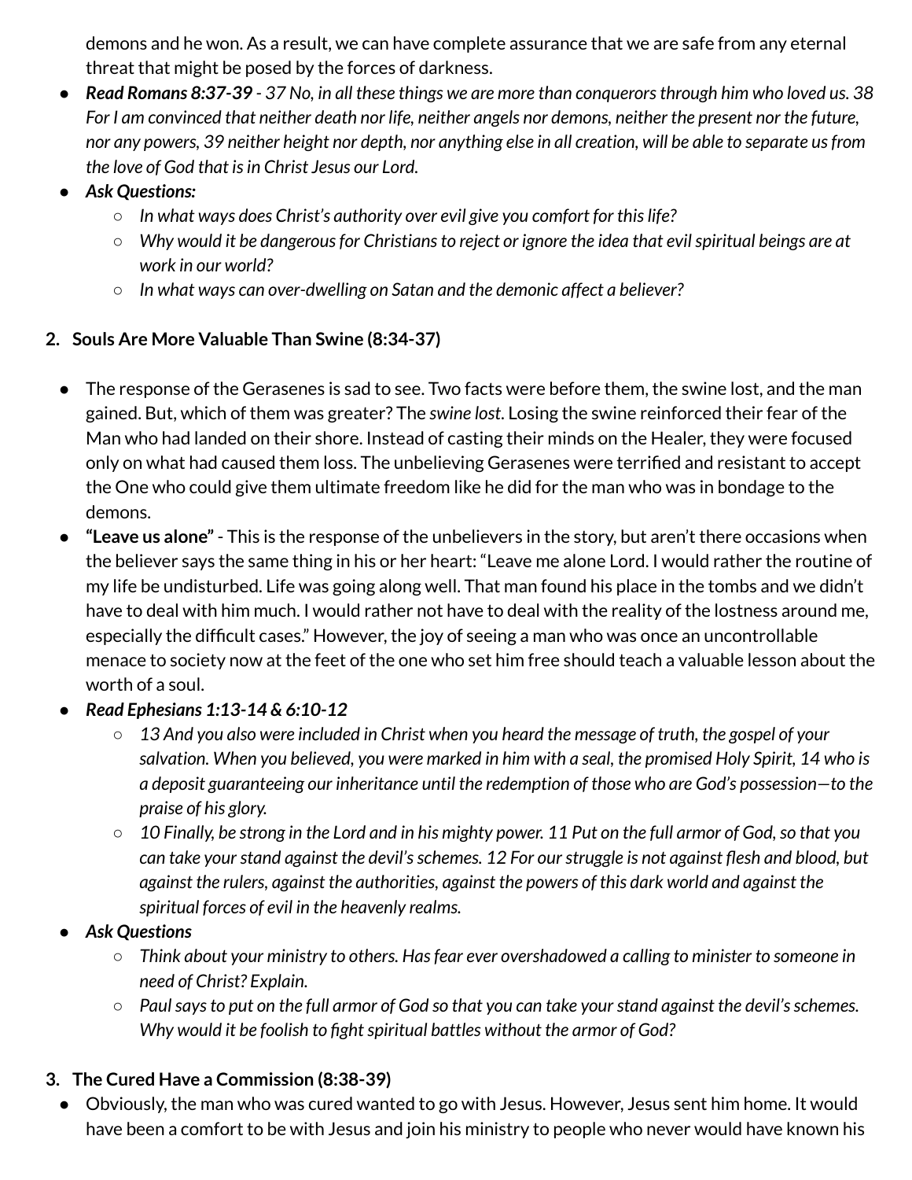demons and he won. As a result, we can have complete assurance that we are safe from any eternal threat that might be posed by the forces of darkness.

- ***Read Romans 8:37-39*** *- 37 No, in all these things we are more than conquerors through him who loved us. 38 For I am convinced that neither death nor life, neither angels nor demons, neither the present nor the future, nor any powers, 39 neither height nor depth, nor anything else in all creation, will be able to separate us from the love of God that is in Christ Jesus our Lord.*
- ***Ask Questions:***
    - *In what ways does Christ's authority over evil give you comfort for this life?*
    - *Why would it be dangerous for Christians to reject or ignore the idea that evil spiritual beings are at work in our world?*
    - *In what ways can over-dwelling on Satan and the demonic affect a believer?*

2. **Souls Are More Valuable Than Swine (8:34-37)**

- The response of the Gerasenes is sad to see. Two facts were before them, the swine lost, and the man gained. But, which of them was greater? The *swine lost*. Losing the swine reinforced their fear of the Man who had landed on their shore. Instead of casting their minds on the Healer, they were focused only on what had caused them loss. The unbelieving Gerasenes were terrified and resistant to accept the One who could give them ultimate freedom like he did for the man who was in bondage to the demons.
- **"Leave us alone"** - This is the response of the unbelievers in the story, but aren't there occasions when the believer says the same thing in his or her heart: "Leave me alone Lord. I would rather the routine of my life be undisturbed. Life was going along well. That man found his place in the tombs and we didn't have to deal with him much. I would rather not have to deal with the reality of the lostness around me, especially the difficult cases." However, the joy of seeing a man who was once an uncontrollable menace to society now at the feet of the one who set him free should teach a valuable lesson about the worth of a soul.
- ***Read Ephesians 1:13-14 & 6:10-12***
    - *13 And you also were included in Christ when you heard the message of truth, the gospel of your salvation. When you believed, you were marked in him with a seal, the promised Holy Spirit, 14 who is a deposit guaranteeing our inheritance until the redemption of those who are God's possession—to the praise of his glory.*
    - *10 Finally, be strong in the Lord and in his mighty power. 11 Put on the full armor of God, so that you can take your stand against the devil's schemes. 12 For our struggle is not against flesh and blood, but against the rulers, against the authorities, against the powers of this dark world and against the spiritual forces of evil in the heavenly realms.*
- ***Ask Questions***
    - *Think about your ministry to others. Has fear ever overshadowed a calling to minister to someone in need of Christ? Explain.*
    - *Paul says to put on the full armor of God so that you can take your stand against the devil's schemes. Why would it be foolish to fight spiritual battles without the armor of God?*

3. **The Cured Have a Commission (8:38-39)**

- Obviously, the man who was cured wanted to go with Jesus. However, Jesus sent him home. It would have been a comfort to be with Jesus and join his ministry to people who never would have known his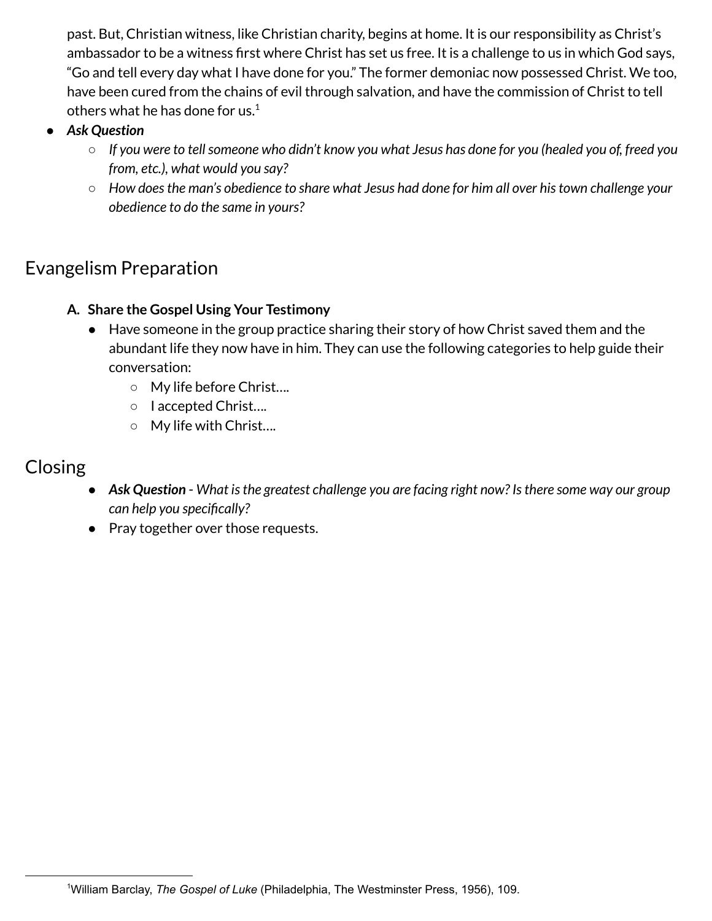past. But, Christian witness, like Christian charity, begins at home. It is our responsibility as Christ's ambassador to be a witness first where Christ has set us free. It is a challenge to us in which God says, "Go and tell every day what I have done for you." The former demoniac now possessed Christ. We too, have been cured from the chains of evil through salvation, and have the commission of Christ to tell others what he has done for us.[1]

- ***Ask Question***
  - *If you were to tell someone who didn't know you what Jesus has done for you (healed you of, freed you from, etc.), what would you say?*
  - *How does the man's obedience to share what Jesus had done for him all over his town challenge your obedience to do the same in yours?*

## Evangelism Preparation

**A. Share the Gospel Using Your Testimony**

- Have someone in the group practice sharing their story of how Christ saved them and the abundant life they now have in him. They can use the following categories to help guide their conversation:
  - My life before Christ….
  - I accepted Christ….
  - My life with Christ….

## Closing

- ***Ask Question*** - *What is the greatest challenge you are facing right now? Is there some way our group can help you specifically?*
- Pray together over those requests.

[1] William Barclay, *The Gospel of Luke* (Philadelphia, The Westminster Press, 1956), 109.